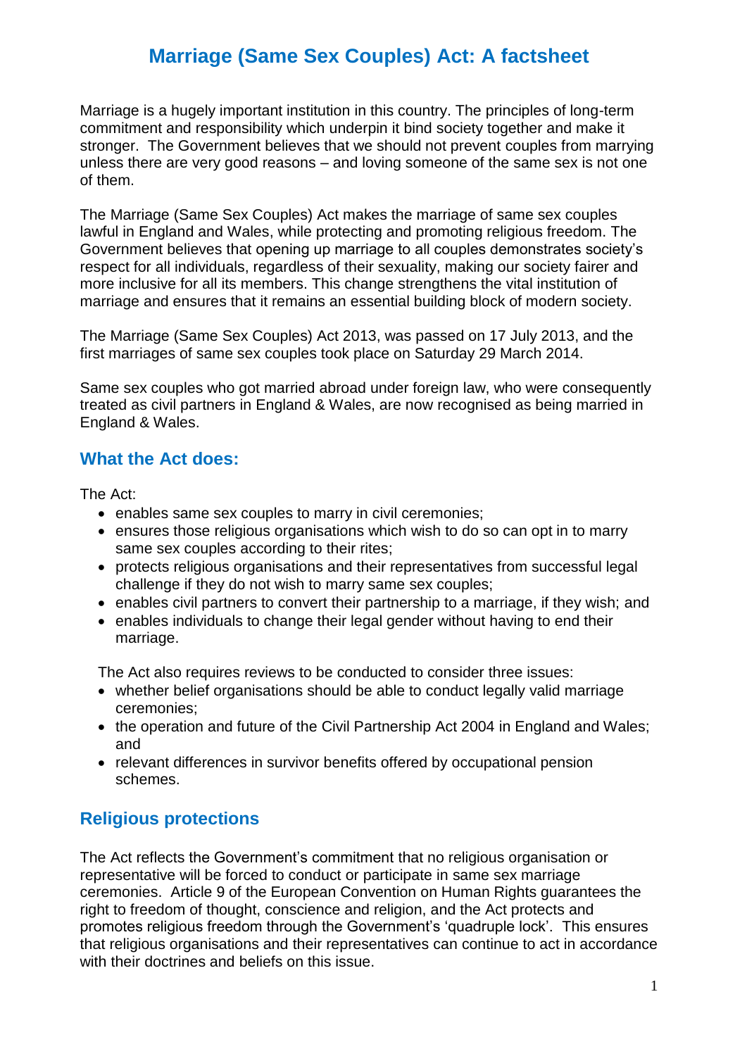# Marriage (Same Sex Couples) Act: A factsheet

Marriage is a hugely important institution in this country. The principles of long-term commitment and responsibility which underpin it bind society together and make it stronger. The Government believes that we should not prevent couples from marrying unless there are very good reasons – and loving someone of the same sex is not one of them.

The Marriage (Same Sex Couples) Act makes the marriage of same sex couples lawful in England and Wales, while protecting and promoting religious freedom. The Government believes that opening up marriage to all couples demonstrates society's respect for all individuals, regardless of their sexuality, making our society fairer and more inclusive for all its members. This change strengthens the vital institution of marriage and ensures that it remains an essential building block of modern society.

The Marriage (Same Sex Couples) Act 2013, was passed on 17 July 2013, and the first marriages of same sex couples took place on Saturday 29 March 2014.

Same sex couples who got married abroad under foreign law, who were consequently treated as civil partners in England & Wales, are now recognised as being married in England & Wales.

## What the Act does:

The Act:

- enables same sex couples to marry in civil ceremonies;
- ensures those religious organisations which wish to do so can opt in to marry same sex couples according to their rites;
- protects religious organisations and their representatives from successful legal challenge if they do not wish to marry same sex couples;
- enables civil partners to convert their partnership to a marriage, if they wish; and
- enables individuals to change their legal gender without having to end their marriage.

The Act also requires reviews to be conducted to consider three issues:

- whether belief organisations should be able to conduct legally valid marriage ceremonies;
- the operation and future of the Civil Partnership Act 2004 in England and Wales; and
- relevant differences in survivor benefits offered by occupational pension schemes.

## Religious protections

The Act reflects the Government's commitment that no religious organisation or representative will be forced to conduct or participate in same sex marriage ceremonies. Article 9 of the European Convention on Human Rights guarantees the right to freedom of thought, conscience and religion, and the Act protects and promotes religious freedom through the Government's 'quadruple lock'. This ensures that religious organisations and their representatives can continue to act in accordance with their doctrines and beliefs on this issue.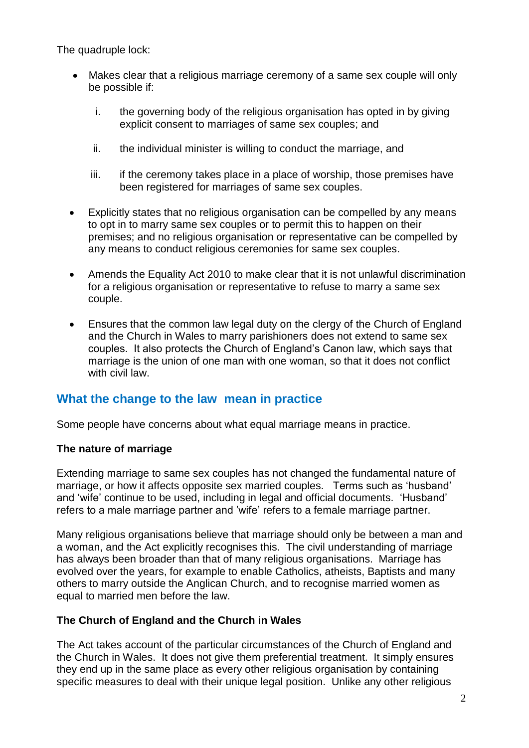The quadruple lock:

- Makes clear that a religious marriage ceremony of a same sex couple will only be possible if:
    i. the governing body of the religious organisation has opted in by giving explicit consent to marriages of same sex couples; and
    ii. the individual minister is willing to conduct the marriage, and
    iii. if the ceremony takes place in a place of worship, those premises have been registered for marriages of same sex couples.
- Explicitly states that no religious organisation can be compelled by any means to opt in to marry same sex couples or to permit this to happen on their premises; and no religious organisation or representative can be compelled by any means to conduct religious ceremonies for same sex couples.
- Amends the Equality Act 2010 to make clear that it is not unlawful discrimination for a religious organisation or representative to refuse to marry a same sex couple.
- Ensures that the common law legal duty on the clergy of the Church of England and the Church in Wales to marry parishioners does not extend to same sex couples. It also protects the Church of England's Canon law, which says that marriage is the union of one man with one woman, so that it does not conflict with civil law.

## What the change to the law mean in practice

Some people have concerns about what equal marriage means in practice.

**The nature of marriage**

Extending marriage to same sex couples has not changed the fundamental nature of marriage, or how it affects opposite sex married couples. Terms such as 'husband' and 'wife' continue to be used, including in legal and official documents. 'Husband' refers to a male marriage partner and 'wife' refers to a female marriage partner.

Many religious organisations believe that marriage should only be between a man and a woman, and the Act explicitly recognises this. The civil understanding of marriage has always been broader than that of many religious organisations. Marriage has evolved over the years, for example to enable Catholics, atheists, Baptists and many others to marry outside the Anglican Church, and to recognise married women as equal to married men before the law.

**The Church of England and the Church in Wales**

The Act takes account of the particular circumstances of the Church of England and the Church in Wales. It does not give them preferential treatment. It simply ensures they end up in the same place as every other religious organisation by containing specific measures to deal with their unique legal position. Unlike any other religious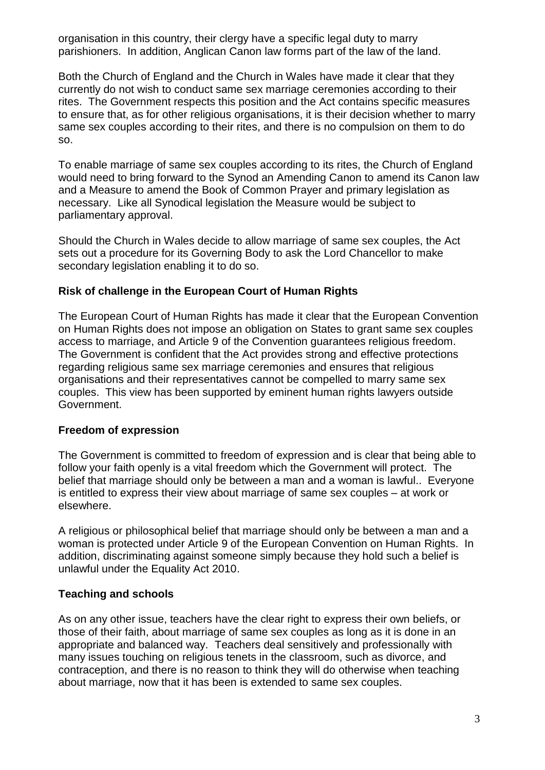organisation in this country, their clergy have a specific legal duty to marry parishioners. In addition, Anglican Canon law forms part of the law of the land.

Both the Church of England and the Church in Wales have made it clear that they currently do not wish to conduct same sex marriage ceremonies according to their rites. The Government respects this position and the Act contains specific measures to ensure that, as for other religious organisations, it is their decision whether to marry same sex couples according to their rites, and there is no compulsion on them to do so.

To enable marriage of same sex couples according to its rites, the Church of England would need to bring forward to the Synod an Amending Canon to amend its Canon law and a Measure to amend the Book of Common Prayer and primary legislation as necessary. Like all Synodical legislation the Measure would be subject to parliamentary approval.

Should the Church in Wales decide to allow marriage of same sex couples, the Act sets out a procedure for its Governing Body to ask the Lord Chancellor to make secondary legislation enabling it to do so.

### Risk of challenge in the European Court of Human Rights

The European Court of Human Rights has made it clear that the European Convention on Human Rights does not impose an obligation on States to grant same sex couples access to marriage, and Article 9 of the Convention guarantees religious freedom. The Government is confident that the Act provides strong and effective protections regarding religious same sex marriage ceremonies and ensures that religious organisations and their representatives cannot be compelled to marry same sex couples. This view has been supported by eminent human rights lawyers outside Government.

### Freedom of expression

The Government is committed to freedom of expression and is clear that being able to follow your faith openly is a vital freedom which the Government will protect. The belief that marriage should only be between a man and a woman is lawful.. Everyone is entitled to express their view about marriage of same sex couples – at work or elsewhere.

A religious or philosophical belief that marriage should only be between a man and a woman is protected under Article 9 of the European Convention on Human Rights. In addition, discriminating against someone simply because they hold such a belief is unlawful under the Equality Act 2010.

### Teaching and schools

As on any other issue, teachers have the clear right to express their own beliefs, or those of their faith, about marriage of same sex couples as long as it is done in an appropriate and balanced way. Teachers deal sensitively and professionally with many issues touching on religious tenets in the classroom, such as divorce, and contraception, and there is no reason to think they will do otherwise when teaching about marriage, now that it has been is extended to same sex couples.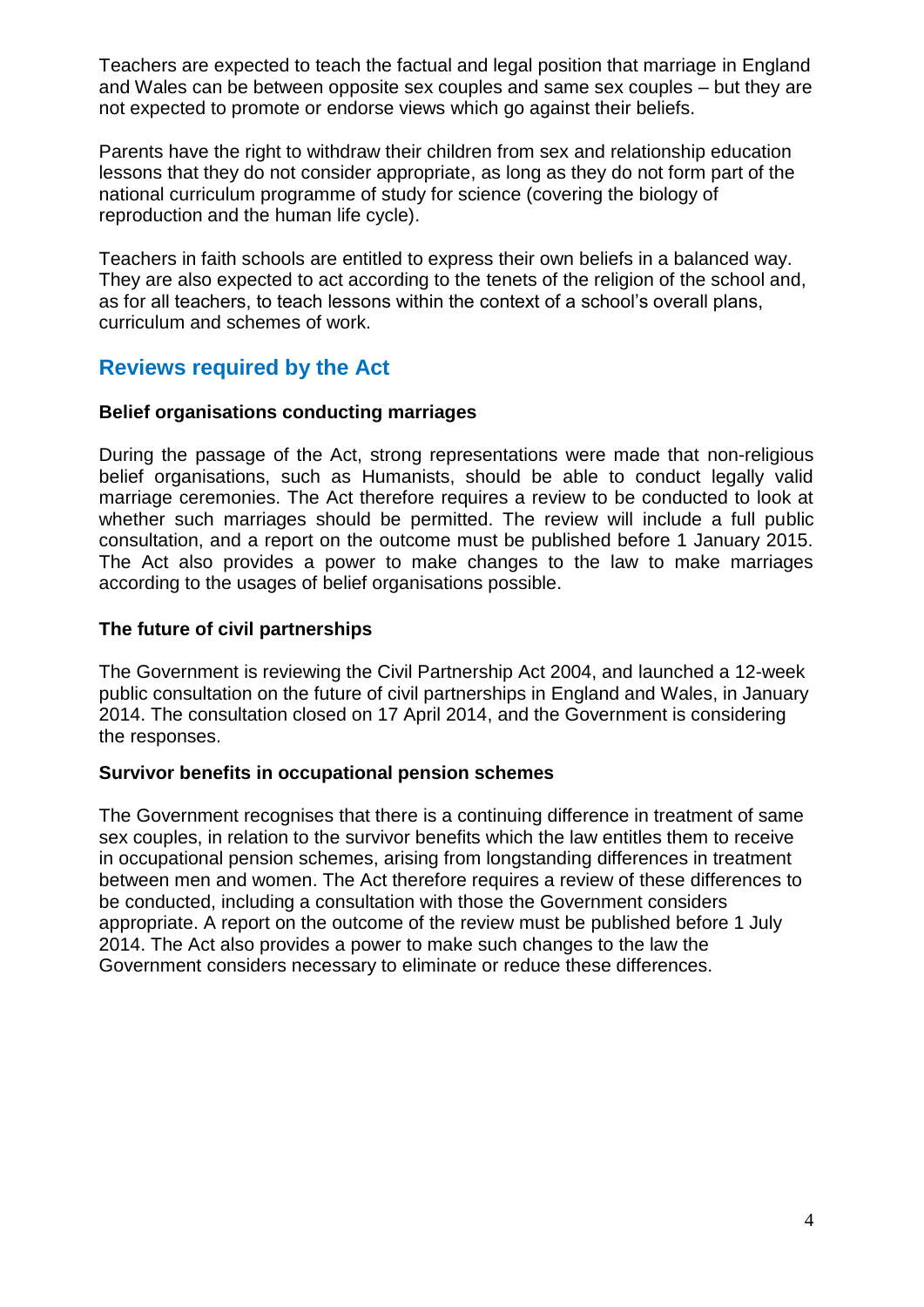Teachers are expected to teach the factual and legal position that marriage in England and Wales can be between opposite sex couples and same sex couples – but they are not expected to promote or endorse views which go against their beliefs.

Parents have the right to withdraw their children from sex and relationship education lessons that they do not consider appropriate, as long as they do not form part of the national curriculum programme of study for science (covering the biology of reproduction and the human life cycle).

Teachers in faith schools are entitled to express their own beliefs in a balanced way. They are also expected to act according to the tenets of the religion of the school and, as for all teachers, to teach lessons within the context of a school's overall plans, curriculum and schemes of work.

## Reviews required by the Act

### Belief organisations conducting marriages

During the passage of the Act, strong representations were made that non-religious belief organisations, such as Humanists, should be able to conduct legally valid marriage ceremonies. The Act therefore requires a review to be conducted to look at whether such marriages should be permitted. The review will include a full public consultation, and a report on the outcome must be published before 1 January 2015. The Act also provides a power to make changes to the law to make marriages according to the usages of belief organisations possible.

### The future of civil partnerships

The Government is reviewing the Civil Partnership Act 2004, and launched a 12-week public consultation on the future of civil partnerships in England and Wales, in January 2014. The consultation closed on 17 April 2014, and the Government is considering the responses.

### Survivor benefits in occupational pension schemes

The Government recognises that there is a continuing difference in treatment of same sex couples, in relation to the survivor benefits which the law entitles them to receive in occupational pension schemes, arising from longstanding differences in treatment between men and women. The Act therefore requires a review of these differences to be conducted, including a consultation with those the Government considers appropriate. A report on the outcome of the review must be published before 1 July 2014. The Act also provides a power to make such changes to the law the Government considers necessary to eliminate or reduce these differences.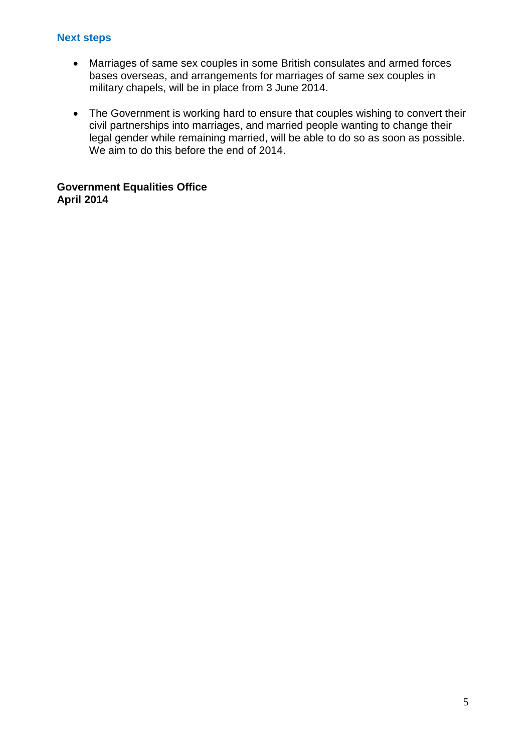## Next steps

- Marriages of same sex couples in some British consulates and armed forces bases overseas, and arrangements for marriages of same sex couples in military chapels, will be in place from 3 June 2014.
- The Government is working hard to ensure that couples wishing to convert their civil partnerships into marriages, and married people wanting to change their legal gender while remaining married, will be able to do so as soon as possible. We aim to do this before the end of 2014.

**Government Equalities Office**
**April 2014**